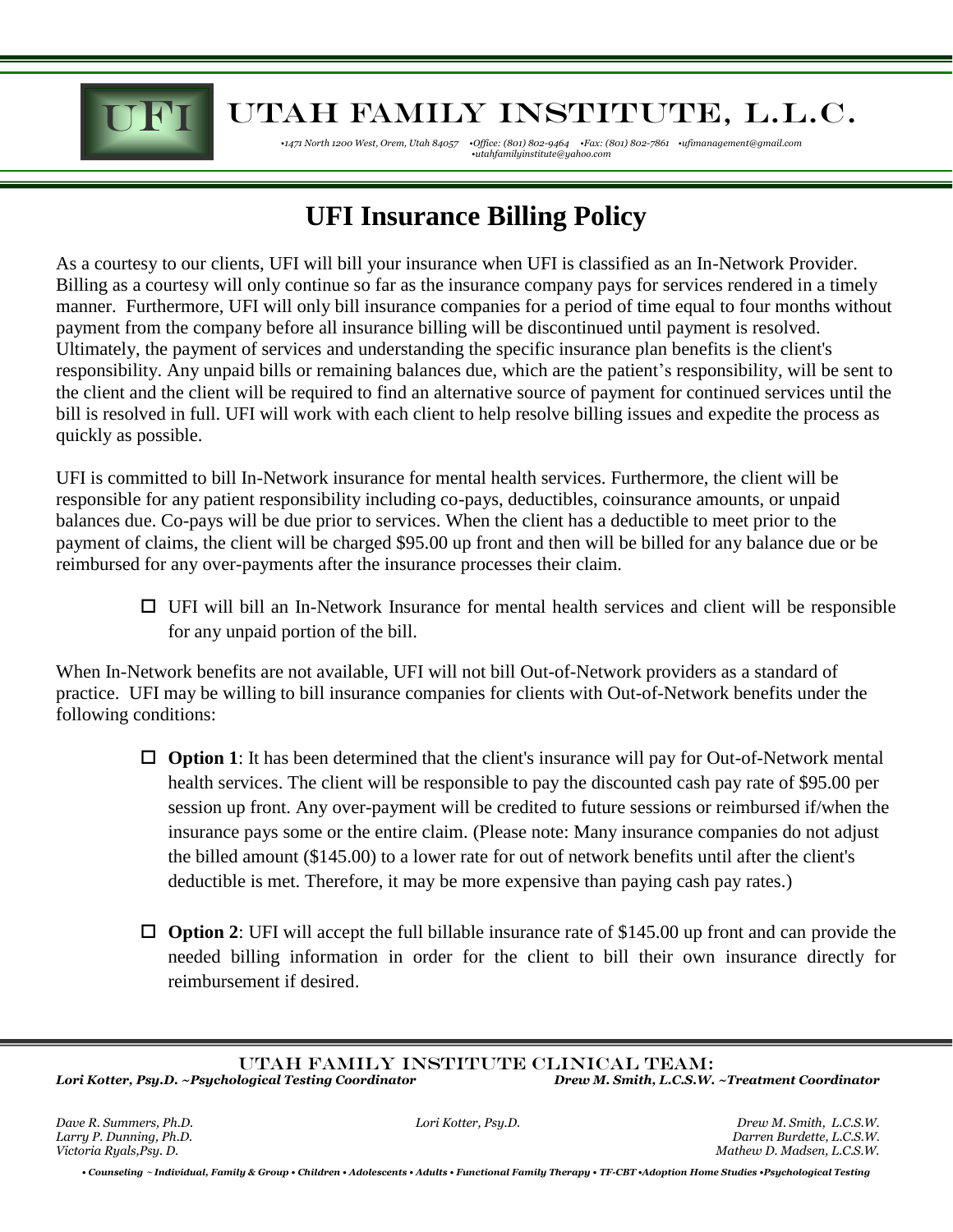# UTAH FAMILY INSTITUTE, L.L.C.

*•1471 North 1200 West, Orem, Utah 84057 •Office: (801) 802-9464 •Fax: (801) 802-7861 •ufimanagement@gmail.com •utahfamilyinstitute@yahoo.com*

## UFI Insurance Billing Policy

As a courtesy to our clients, UFI will bill your insurance when UFI is classified as an In-Network Provider. Billing as a courtesy will only continue so far as the insurance company pays for services rendered in a timely manner. Furthermore, UFI will only bill insurance companies for a period of time equal to four months without payment from the company before all insurance billing will be discontinued until payment is resolved. Ultimately, the payment of services and understanding the specific insurance plan benefits is the client's responsibility. Any unpaid bills or remaining balances due, which are the patient's responsibility, will be sent to the client and the client will be required to find an alternative source of payment for continued services until the bill is resolved in full. UFI will work with each client to help resolve billing issues and expedite the process as quickly as possible.

UFI is committed to bill In-Network insurance for mental health services. Furthermore, the client will be responsible for any patient responsibility including co-pays, deductibles, coinsurance amounts, or unpaid balances due. Co-pays will be due prior to services. When the client has a deductible to meet prior to the payment of claims, the client will be charged $95.00 up front and then will be billed for any balance due or be reimbursed for any over-payments after the insurance processes their claim.

- ☐ UFI will bill an In-Network Insurance for mental health services and client will be responsible for any unpaid portion of the bill.

When In-Network benefits are not available, UFI will not bill Out-of-Network providers as a standard of practice. UFI may be willing to bill insurance companies for clients with Out-of-Network benefits under the following conditions:

- ☐ **Option 1**: It has been determined that the client's insurance will pay for Out-of-Network mental health services. The client will be responsible to pay the discounted cash pay rate of $95.00 per session up front. Any over-payment will be credited to future sessions or reimbursed if/when the insurance pays some or the entire claim. (Please note: Many insurance companies do not adjust the billed amount ($145.00) to a lower rate for out of network benefits until after the client's deductible is met. Therefore, it may be more expensive than paying cash pay rates.)

- ☐ **Option 2**: UFI will accept the full billable insurance rate of $145.00 up front and can provide the needed billing information in order for the client to bill their own insurance directly for reimbursement if desired.

UTAH FAMILY INSTITUTE CLINICAL TEAM:

***Lori Kotter, Psy.D. ~Psychological Testing Coordinator*** ***Drew M. Smith, L.C.S.W. ~Treatment Coordinator***

*Dave R. Summers, Ph.D.*
*Larry P. Dunning, Ph.D.*
*Victoria Ryals,Psy. D.*
*Lori Kotter, Psy.D.*
*Drew M. Smith, L.C.S.W.*
*Darren Burdette, L.C.S.W.*
*Mathew D. Madsen, L.C.S.W.*

***• Counseling ~ Individual, Family & Group • Children • Adolescents • Adults • Functional Family Therapy • TF-CBT •Adoption Home Studies •Psychological Testing***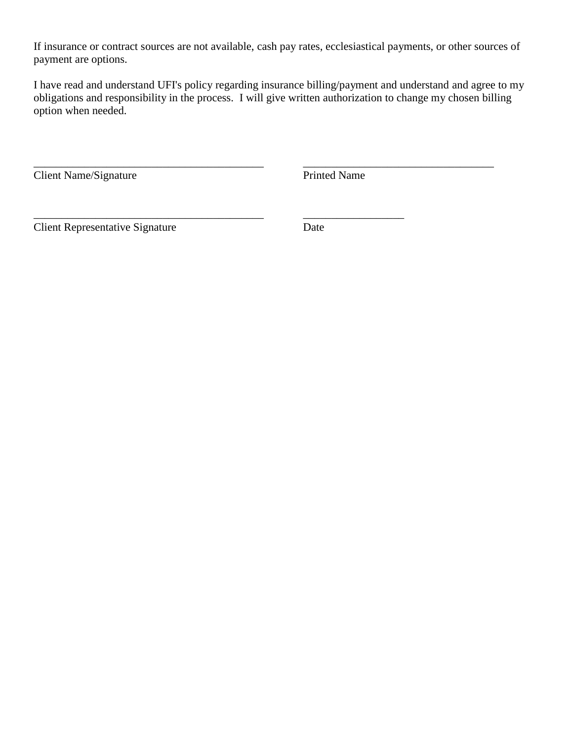If insurance or contract sources are not available, cash pay rates, ecclesiastical payments, or other sources of payment are options.

I have read and understand UFI's policy regarding insurance billing/payment and understand and agree to my obligations and responsibility in the process.  I will give written authorization to change my chosen billing option when needed.

_________________________________________          ___________________________________
Client Name/Signature                                                  Printed Name

_________________________________________          __________________
Client Representative Signature                                  Date